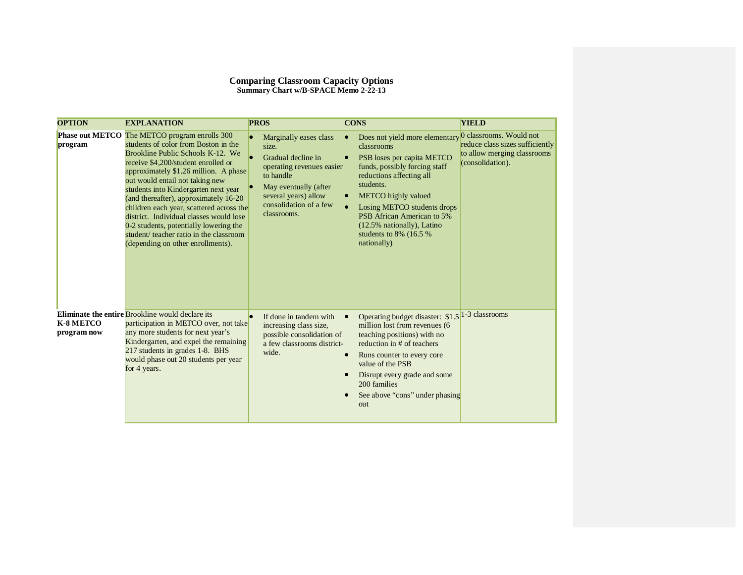# Comparing Classroom Capacity Options

**Summary Chart w/B-SPACE Memo 2-22-13**

| OPTION | EXPLANATION | PROS | CONS | YIELD |
|---|---|---|---|---|
| **Phase out METCO program** | The METCO program enrolls 300 students of color from Boston in the Brookline Public Schools K-12. We receive $4,200/student enrolled or approximately $1.26 million. A phase out would entail not taking new students into Kindergarten next year (and thereafter), approximately 16-20 children each year, scattered across the district. Individual classes would lose 0-2 students, potentially lowering the student/ teacher ratio in the classroom (depending on other enrollments). | • Marginally eases class size. <br>• Gradual decline in operating revenues easier to handle <br>• May eventually (after several years) allow consolidation of a few classrooms. | • Does not yield more elementary classrooms <br>• PSB loses per capita METCO funds, possibly forcing staff reductions affecting all students. <br>• METCO highly valued <br>• Losing METCO students drops PSB African American to 5% (12.5% nationally), Latino students to 8% (16.5 % nationally) | 0 classrooms. Would not reduce class sizes sufficiently to allow merging classrooms (consolidation). |
| **Eliminate the entire K-8 METCO program now** | Brookline would declare its participation in METCO over, not take any more students for next year's Kindergarten, and expel the remaining 217 students in grades 1-8. BHS would phase out 20 students per year for 4 years. | • If done in tandem with increasing class size, possible consolidation of a few classrooms district-wide. | • Operating budget disaster: $1.5 million lost from revenues (6 teaching positions) with no reduction in # of teachers <br>• Runs counter to every core value of the PSB <br>• Disrupt every grade and some 200 families <br>• See above "cons" under phasing out | 1-3 classrooms |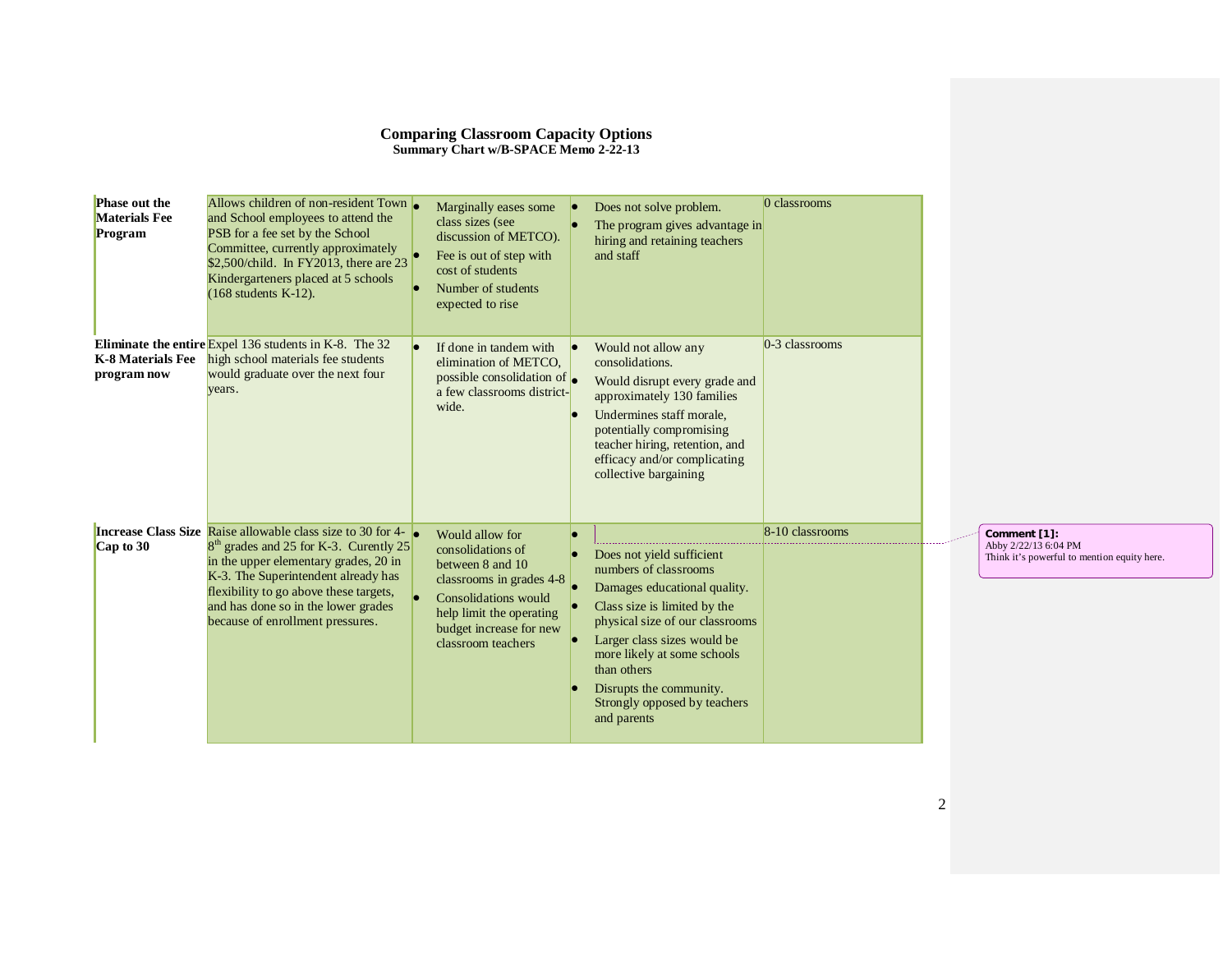**Comparing Classroom Capacity Options**
**Summary Chart w/B-SPACE Memo 2-22-13**

| | | | | |
|---|---|---|---|---|
| **Phase out the Materials Fee Program** | Allows children of non-resident Town and School employees to attend the PSB for a fee set by the School Committee, currently approximately $2,500/child. In FY2013, there are 23 Kindergarteners placed at 5 schools (168 students K-12). | • Marginally eases some class sizes (see discussion of METCO).<br>• Fee is out of step with cost of students<br>• Number of students expected to rise | • Does not solve problem.<br>• The program gives advantage in hiring and retaining teachers and staff | 0 classrooms |
| **Eliminate the entire K-8 Materials Fee program now** | Expel 136 students in K-8. The 32 high school materials fee students would graduate over the next four years. | • If done in tandem with elimination of METCO, possible consolidation of a few classrooms district-wide. | • Would not allow any consolidations.<br>• Would disrupt every grade and approximately 130 families<br>• Undermines staff morale, potentially compromising teacher hiring, retention, and efficacy and/or complicating collective bargaining | 0-3 classrooms |
| **Increase Class Size Cap to 30** | Raise allowable class size to 30 for 4-8th grades and 25 for K-3. Curently 25 in the upper elementary grades, 20 in K-3. The Superintendent already has flexibility to go above these targets, and has done so in the lower grades because of enrollment pressures. | • Would allow for consolidations of between 8 and 10 classrooms in grades 4-8<br>• Consolidations would help limit the operating budget increase for new classroom teachers | •<br>• Does not yield sufficient numbers of classrooms<br>• Damages educational quality.<br>• Class size is limited by the physical size of our classrooms<br>• Larger class sizes would be more likely at some schools than others<br>• Disrupts the community. Strongly opposed by teachers and parents | 8-10 classrooms |

**Comment [1]:** Abby 2/22/13 6:04 PM
Think it's powerful to mention equity here.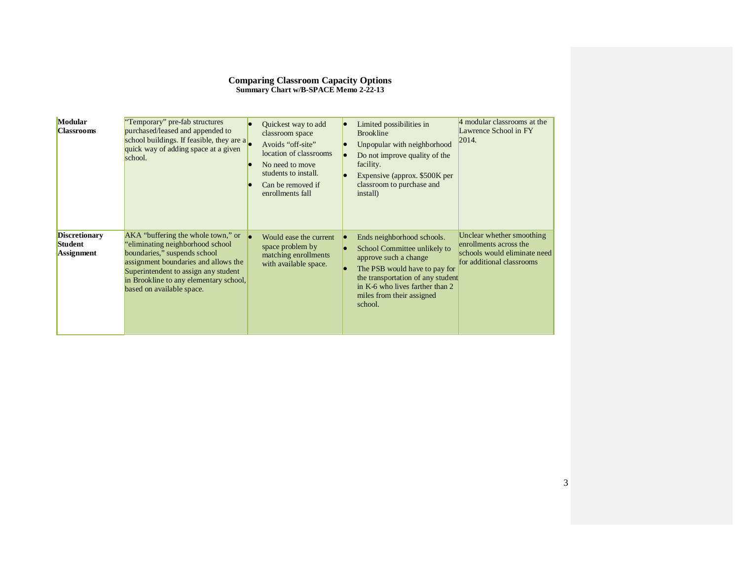**Comparing Classroom Capacity Options**
**Summary Chart w/B-SPACE Memo 2-22-13**

| | | | | |
|---|---|---|---|---|
| **Modular Classrooms** | "Temporary" pre-fab structures purchased/leased and appended to school buildings. If feasible, they are a quick way of adding space at a given school. | • Quickest way to add classroom space<br>• Avoids "off-site" location of classrooms<br>• No need to move students to install.<br>• Can be removed if enrollments fall | • Limited possibilities in Brookline<br>• Unpopular with neighborhood<br>• Do not improve quality of the facility.<br>• Expensive (approx. $500K per classroom to purchase and install) | 4 modular classrooms at the Lawrence School in FY 2014. |
| **Discretionary Student Assignment** | AKA "buffering the whole town," or "eliminating neighborhood school boundaries," suspends school assignment boundaries and allows the Superintendent to assign any student in Brookline to any elementary school, based on available space. | • Would ease the current space problem by matching enrollments with available space. | • Ends neighborhood schools.<br>• School Committee unlikely to approve such a change<br>• The PSB would have to pay for the transportation of any student in K-6 who lives farther than 2 miles from their assigned school. | Unclear whether smoothing enrollments across the schools would eliminate need for additional classrooms |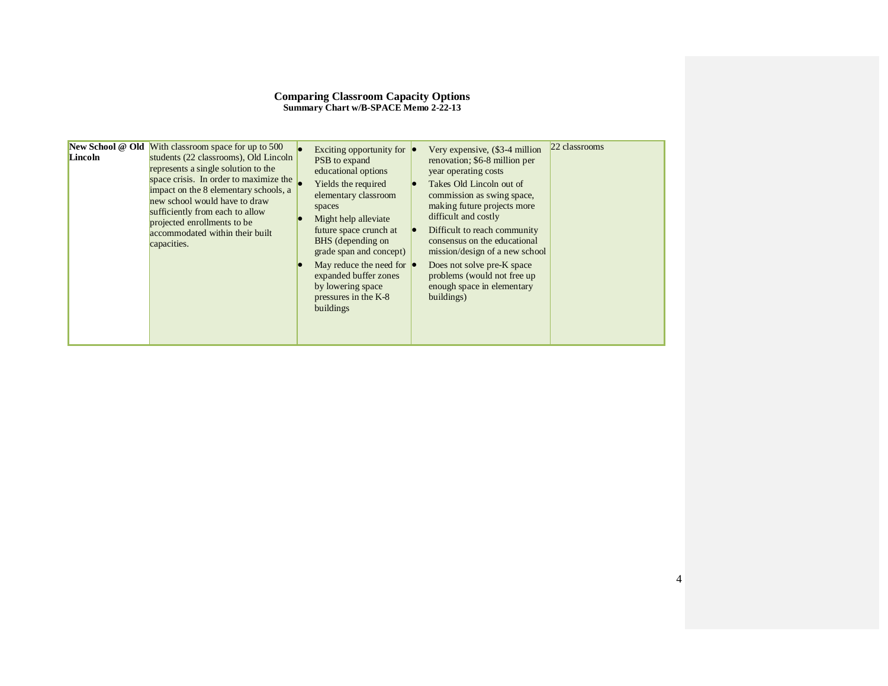# Comparing Classroom Capacity Options

**Summary Chart w/B-SPACE Memo 2-22-13**

| | | | | |
|---|---|---|---|---|
| **New School @ Old Lincoln** | With classroom space for up to 500 students (22 classrooms), Old Lincoln represents a single solution to the space crisis. In order to maximize the impact on the 8 elementary schools, a new school would have to draw sufficiently from each to allow projected enrollments to be accommodated within their built capacities. | • Exciting opportunity for PSB to expand educational options<br>• Yields the required elementary classroom spaces<br>• Might help alleviate future space crunch at BHS (depending on grade span and concept)<br>• May reduce the need for expanded buffer zones by lowering space pressures in the K-8 buildings | • Very expensive, ($3-4 million renovation; $6-8 million per year operating costs<br>• Takes Old Lincoln out of commission as swing space, making future projects more difficult and costly<br>• Difficult to reach community consensus on the educational mission/design of a new school<br>• Does not solve pre-K space problems (would not free up enough space in elementary buildings) | 22 classrooms |